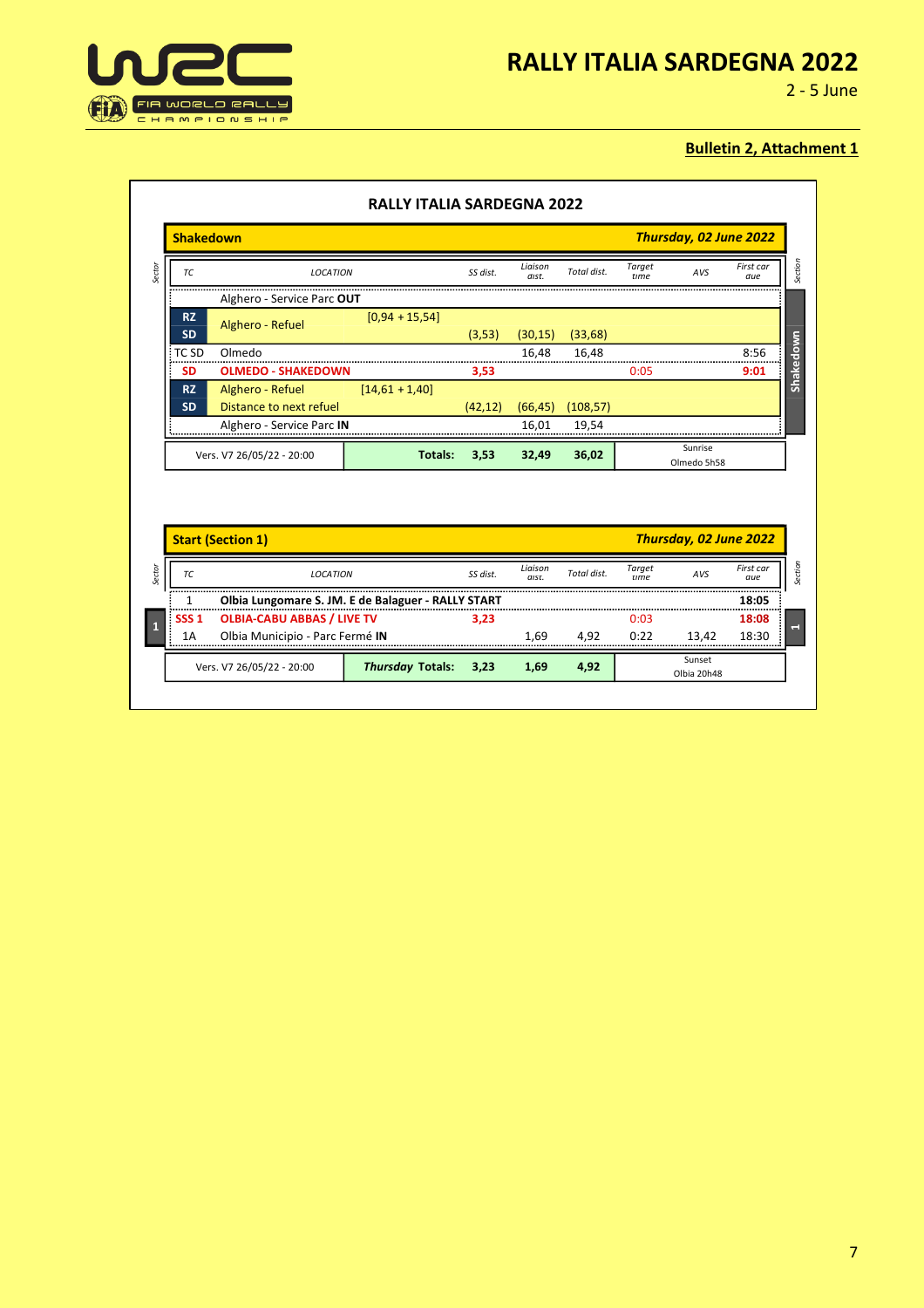# RALLY ITALIA SARDEGNA 2022

2 - 5 June

**Bulletin 2, Attachment 1**

## RALLY ITALIA SARDEGNA 2022

**Shakedown** — ***Thursday, 02 June 2022***

| Sector | TC | LOCATION | | SS dist. | Liaison dist. | Total dist. | Target time | AVS | First car due | Section |
|---|---|---|---|---|---|---|---|---|---|---|
| | | Alghero - Service Parc **OUT** | | | | | | | | Shakedown |
| | RZ | Alghero - Refuel | [0,94 + 15,54] | | | | | | | |
| | SD | | | (3,53) | (30,15) | (33,68) | | | | |
| | TC SD | Olmedo | | | 16,48 | 16,48 | | | 8:56 | |
| | SD | **OLMEDO - SHAKEDOWN** | | **3,53** | | | 0:05 | | **9:01** | |
| | RZ | Alghero - Refuel | [14,61 + 1,40] | | | | | | | |
| | SD | Distance to next refuel | | (42,12) | (66,45) | (108,57) | | | | |
| | | Alghero - Service Parc **IN** | | | 16,01 | 19,54 | | | | |
| | Vers. V7 26/05/22 - 20:00 | | **Totals:** | **3,53** | **32,49** | **36,02** | Sunrise Olmedo 5h58 | | | |

**Start (Section 1)** — ***Thursday, 02 June 2022***

| Sector | TC | LOCATION | SS dist. | Liaison dist. | Total dist. | Target time | AVS | First car due | Section |
|---|---|---|---|---|---|---|---|---|---|
| 1 | 1 | **Olbia Lungomare S. JM. E de Balaguer - RALLY START** | | | | | | **18:05** | 1 |
| | SSS 1 | **OLBIA-CABU ABBAS / LIVE TV** | **3,23** | | | 0:03 | | **18:08** | |
| | 1A | Olbia Municipio - Parc Fermé **IN** | | 1,69 | 4,92 | 0:22 | 13,42 | 18:30 | |
| | Vers. V7 26/05/22 - 20:00 | ***Thursday* Totals:** | **3,23** | **1,69** | **4,92** | Sunset Olbia 20h48 | | | |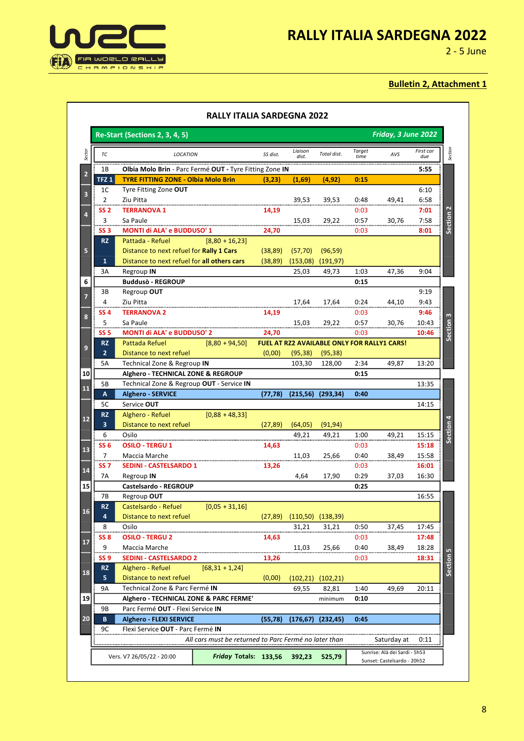# RALLY ITALIA SARDEGNA 2022

2 - 5 June

**Bulletin 2, Attachment 1**

## RALLY ITALIA SARDEGNA 2022

**Re-Start (Sections 2, 3, 4, 5)** — *Friday, 3 June 2022*

| Sector | TC | LOCATION | | SS dist. | Liaison dist. | Total dist. | Target time | AVS | First car due | Section |
|---|---|---|---|---|---|---|---|---|---|---|
| 2 | 1B | **Olbia Molo Brin** - Parc Fermé **OUT** - Tyre Fitting Zone **IN** | | | | | | | **5:55** | Section 2 |
| | **TFZ 1** | **TYRE FITTING ZONE - Olbia Molo Brin** | | **(3,23)** | **(1,69)** | **(4,92)** | **0:15** | | | |
| 3 | 1C | Tyre Fitting Zone **OUT** | | | | | | | 6:10 | |
| | 2 | Ziu Pitta | | | 39,53 | 39,53 | 0:48 | 49,41 | 6:58 | |
| 4 | **SS 2** | **TERRANOVA 1** | | **14,19** | | | 0:03 | | **7:01** | |
| | 3 | Sa Paule | | | 15,03 | 29,22 | 0:57 | 30,76 | 7:58 | |
| | **SS 3** | **MONTI di ALA' e BUDDUSO' 1** | | **24,70** | | | 0:03 | | **8:01** | |
| 5 | **RZ** | Pattada - Refuel | [8,80 + 16,23] | | | | | | | |
| | | Distance to next refuel for **Rally 1 Cars** | | (38,89) | (57,70) | (96,59) | | | | |
| | **1** | Distance to next refuel for **all others cars** | | (38,89) | (153,08) | (191,97) | | | | |
| | 3A | Regroup **IN** | | | 25,03 | 49,73 | 1:03 | 47,36 | 9:04 | |
| 6 | | **Buddusò - REGROUP** | | | | | **0:15** | | | |
| 7 | 3B | Regroup **OUT** | | | | | | | 9:19 | Section 3 |
| | 4 | Ziu Pitta | | | 17,64 | 17,64 | 0:24 | 44,10 | 9:43 | |
| 8 | **SS 4** | **TERRANOVA 2** | | **14,19** | | | 0:03 | | **9:46** | |
| | 5 | Sa Paule | | | 15,03 | 29,22 | 0:57 | 30,76 | 10:43 | |
| | **SS 5** | **MONTI di ALA' e BUDDUSO' 2** | | **24,70** | | | 0:03 | | **10:46** | |
| 9 | **RZ** | Pattada Refuel | [8,80 + 94,50] | **FUEL AT RZ2 AVAILABLE ONLY FOR RALLY1 CARS!** | | | | | | |
| | **2** | Distance to next refuel | | (0,00) | (95,38) | (95,38) | | | | |
| | 5A | Technical Zone & Regroup **IN** | | | 103,30 | 128,00 | 2:34 | 49,87 | 13:20 | |
| 10 | | **Alghero - TECHNICAL ZONE & REGROUP** | | | | | **0:15** | | | |
| 11 | 5B | Technical Zone & Regroup **OUT** - Service **IN** | | | | | | | 13:35 | Section 4 |
| | **A** | **Alghero - SERVICE** | | **(77,78)** | **(215,56)** | **(293,34)** | **0:40** | | | |
| 12 | 5C | Service **OUT** | | | | | | | 14:15 | |
| | **RZ** | Alghero - Refuel | [0,88 + 48,33] | | | | | | | |
| | **3** | Distance to next refuel | | (27,89) | (64,05) | (91,94) | | | | |
| | 6 | Osilo | | | 49,21 | 49,21 | 1:00 | 49,21 | 15:15 | |
| 13 | **SS 6** | **OSILO - TERGU 1** | | **14,63** | | | 0:03 | | **15:18** | |
| | 7 | Maccia Marche | | | 11,03 | 25,66 | 0:40 | 38,49 | 15:58 | |
| 14 | **SS 7** | **SEDINI - CASTELSARDO 1** | | **13,26** | | | 0:03 | | **16:01** | |
| | 7A | Regroup **IN** | | | 4,64 | 17,90 | 0:29 | 37,03 | 16:30 | |
| 15 | | **Castelsardo - REGROUP** | | | | | **0:25** | | | |
| 16 | 7B | Regroup **OUT** | | | | | | | 16:55 | Section 5 |
| | **RZ** | Castelsardo - Refuel | [0,05 + 31,16] | | | | | | | |
| | **4** | Distance to next refuel | | (27,89) | (110,50) | (138,39) | | | | |
| | 8 | Osilo | | | 31,21 | 31,21 | 0:50 | 37,45 | 17:45 | |
| 17 | **SS 8** | **OSILO - TERGU 2** | | **14,63** | | | 0:03 | | **17:48** | |
| | 9 | Maccia Marche | | | 11,03 | 25,66 | 0:40 | 38,49 | 18:28 | |
| 18 | **SS 9** | **SEDINI - CASTELSARDO 2** | | **13,26** | | | 0:03 | | **18:31** | |
| | **RZ** | Alghero - Refuel | [68,31 + 1,24] | | | | | | | |
| | **5** | Distance to next refuel | | (0,00) | (102,21) | (102,21) | | | | |
| | 9A | Technical Zone & Parc Fermé **IN** | | | 69,55 | 82,81 | 1:40 | 49,69 | 20:11 | |
| 19 | | **Alghero - TECHNICAL ZONE & PARC FERME'** | | | | minimum | **0:10** | | | |
| 20 | 9B | Parc Fermé **OUT** - Flexi Service **IN** | | | | | | | | |
| | **B** | **Alghero - FLEXI SERVICE** | | **(55,78)** | **(176,67)** | **(232,45)** | **0:45** | | | |
| | 9C | Flexi Service **OUT** - Parc Fermé **IN** | | | | | | | | |
| | | *All cars must be returned to Parc Fermé no later than* | | | | | | Saturday at | 0:11 | |

| Vers. V7 26/05/22 - 20:00 | ***Friday* Totals:** | **133,56** | **392,23** | **525,79** | Sunrise: Alà dei Sardi - 5h53<br>Sunset: Castelsardo - 20h52 |
|---|---|---|---|---|---|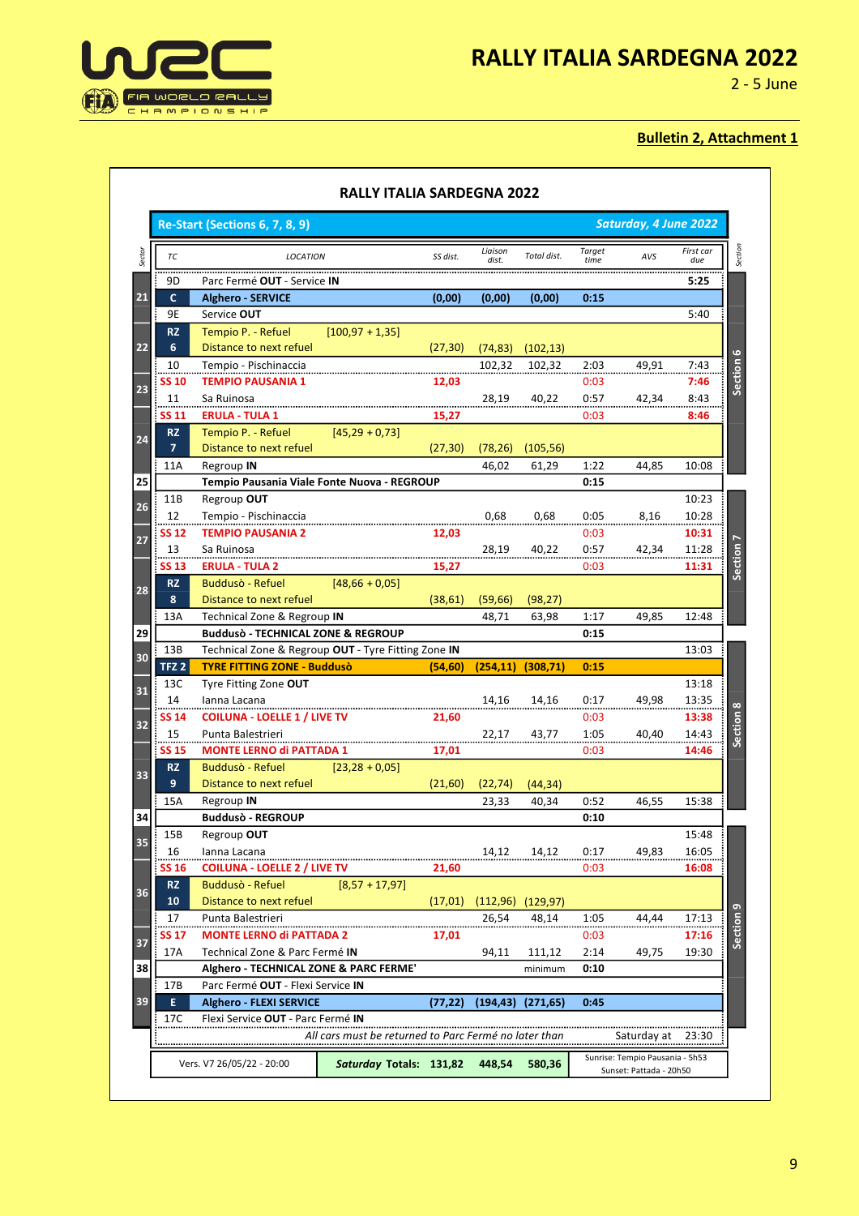# RALLY ITALIA SARDEGNA 2022

2 - 5 June

**Bulletin 2, Attachment 1**

## RALLY ITALIA SARDEGNA 2022

**Re-Start (Sections 6, 7, 8, 9)** — ***Saturday, 4 June 2022***

| Sector | TC | LOCATION | | SS dist. | Liaison dist. | Total dist. | Target time | AVS | First car due | Section |
|---|---|---|---|---|---|---|---|---|---|---|
| | 9D | Parc Fermé **OUT** - Service **IN** | | | | | | | **5:25** | |
| 21 | **C** | **Alghero - SERVICE** | | **(0,00)** | **(0,00)** | **(0,00)** | **0:15** | | | Section 6 |
| | 9E | Service **OUT** | | | | | | | 5:40 | Section 6 |
| 22 | **RZ 6** | Tempio P. - Refuel / Distance to next refuel | [100,97 + 1,35] | (27,30) | (74,83) | (102,13) | | | | Section 6 |
| 22 | 10 | Tempio - Pischinaccia | | | 102,32 | 102,32 | 2:03 | 49,91 | 7:43 | Section 6 |
| 23 | **SS 10** | **TEMPIO PAUSANIA 1** | | **12,03** | | | 0:03 | | **7:46** | Section 6 |
| 23 | 11 | Sa Ruinosa | | | 28,19 | 40,22 | 0:57 | 42,34 | 8:43 | Section 6 |
| 24 | **SS 11** | **ERULA - TULA 1** | | **15,27** | | | 0:03 | | **8:46** | Section 6 |
| 24 | **RZ 7** | Tempio P. - Refuel / Distance to next refuel | [45,29 + 0,73] | (27,30) | (78,26) | (105,56) | | | | Section 6 |
| 24 | 11A | Regroup **IN** | | | 46,02 | 61,29 | 1:22 | 44,85 | 10:08 | Section 6 |
| 25 | | **Tempio Pausania Viale Fonte Nuova - REGROUP** | | | | | **0:15** | | | |
| 26 | 11B | Regroup **OUT** | | | | | | | 10:23 | Section 7 |
| 26 | 12 | Tempio - Pischinaccia | | | 0,68 | 0,68 | 0:05 | 8,16 | 10:28 | Section 7 |
| 27 | **SS 12** | **TEMPIO PAUSANIA 2** | | **12,03** | | | 0:03 | | **10:31** | Section 7 |
| 27 | 13 | Sa Ruinosa | | | 28,19 | 40,22 | 0:57 | 42,34 | 11:28 | Section 7 |
| 28 | **SS 13** | **ERULA - TULA 2** | | **15,27** | | | 0:03 | | **11:31** | Section 7 |
| 28 | **RZ 8** | Buddusò - Refuel / Distance to next refuel | [48,66 + 0,05] | (38,61) | (59,66) | (98,27) | | | | Section 7 |
| 28 | 13A | Technical Zone & Regroup **IN** | | | 48,71 | 63,98 | 1:17 | 49,85 | 12:48 | Section 7 |
| 29 | | **Buddusò - TECHNICAL ZONE & REGROUP** | | | | | **0:15** | | | |
| 30 | 13B | Technical Zone & Regroup **OUT** - Tyre Fitting Zone **IN** | | | | | | | 13:03 | Section 8 |
| 30 | **TFZ 2** | **TYRE FITTING ZONE - Buddusò** | | **(54,60)** | **(254,11)** | **(308,71)** | **0:15** | | | Section 8 |
| 31 | 13C | Tyre Fitting Zone **OUT** | | | | | | | 13:18 | Section 8 |
| 31 | 14 | Ianna Lacana | | | 14,16 | 14,16 | 0:17 | 49,98 | 13:35 | Section 8 |
| 32 | **SS 14** | **COILUNA - LOELLE 1 / LIVE TV** | | **21,60** | | | 0:03 | | **13:38** | Section 8 |
| 32 | 15 | Punta Balestrieri | | | 22,17 | 43,77 | 1:05 | 40,40 | 14:43 | Section 8 |
| 33 | **SS 15** | **MONTE LERNO di PATTADA 1** | | **17,01** | | | 0:03 | | **14:46** | Section 8 |
| 33 | **RZ 9** | Buddusò - Refuel / Distance to next refuel | [23,28 + 0,05] | (21,60) | (22,74) | (44,34) | | | | Section 8 |
| 33 | 15A | Regroup **IN** | | | 23,33 | 40,34 | 0:52 | 46,55 | 15:38 | Section 8 |
| 34 | | **Buddusò - REGROUP** | | | | | **0:10** | | | |
| 35 | 15B | Regroup **OUT** | | | | | | | 15:48 | Section 9 |
| 35 | 16 | Ianna Lacana | | | 14,12 | 14,12 | 0:17 | 49,83 | 16:05 | Section 9 |
| 36 | **SS 16** | **COILUNA - LOELLE 2 / LIVE TV** | | **21,60** | | | 0:03 | | **16:08** | Section 9 |
| 36 | **RZ 10** | Buddusò - Refuel / Distance to next refuel | [8,57 + 17,97] | (17,01) | (112,96) | (129,97) | | | | Section 9 |
| 36 | 17 | Punta Balestrieri | | | 26,54 | 48,14 | 1:05 | 44,44 | 17:13 | Section 9 |
| 37 | **SS 17** | **MONTE LERNO di PATTADA 2** | | **17,01** | | | 0:03 | | **17:16** | Section 9 |
| 37 | 17A | Technical Zone & Parc Fermé **IN** | | | 94,11 | 111,12 | 2:14 | 49,75 | 19:30 | Section 9 |
| 38 | | **Alghero - TECHNICAL ZONE & PARC FERME'** | | | | minimum | **0:10** | | | Section 9 |
| 39 | 17B | Parc Fermé **OUT** - Flexi Service **IN** | | | | | | | | Section 9 |
| 39 | **E** | **Alghero - FLEXI SERVICE** | | **(77,22)** | **(194,43)** | **(271,65)** | **0:45** | | | Section 9 |
| 39 | 17C | Flexi Service **OUT** - Parc Fermé **IN** | | | | | | | | Section 9 |
| | | *All cars must be returned to Parc Fermé no later than* | | | | | | Saturday at | 23:30 | |

| Vers. V7 26/05/22 - 20:00 | ***Saturday* Totals:** | **131,82** | **448,54** | **580,36** | Sunrise: Tempio Pausania - 5h53 / Sunset: Pattada - 20h50 |
|---|---|---|---|---|---|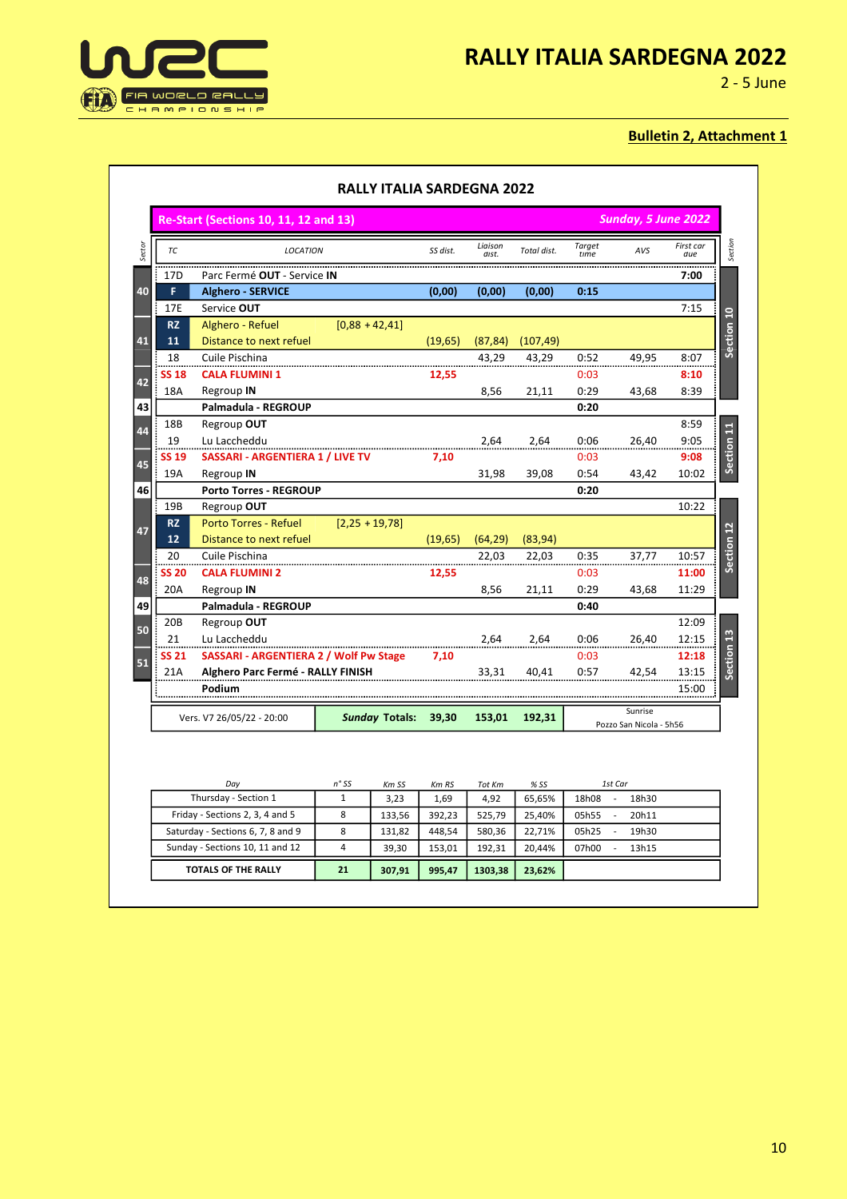# RALLY ITALIA SARDEGNA 2022

2 - 5 June

**Bulletin 2, Attachment 1**

## RALLY ITALIA SARDEGNA 2022

**Re-Start (Sections 10, 11, 12 and 13)** — ***Sunday, 5 June 2022***

| Sector | TC | LOCATION | | SS dist. | Liaison dist. | Total dist. | Target time | AVS | First car due | Section |
|---|---|---|---|---|---|---|---|---|---|---|
| | 17D | Parc Fermé **OUT** - Service **IN** | | | | | | | **7:00** | Section 10 |
| 40 | F | **Alghero - SERVICE** | | **(0,00)** | **(0,00)** | **(0,00)** | **0:15** | | | Section 10 |
| | 17E | Service **OUT** | | | | | | | 7:15 | Section 10 |
| 41 | RZ 11 | Alghero - Refuel / Distance to next refuel | [0,88 + 42,41] | (19,65) | (87,84) | (107,49) | | | | Section 10 |
| | 18 | Cuile Pischina | | | 43,29 | 43,29 | 0:52 | 49,95 | 8:07 | Section 10 |
| 42 | SS 18 | **CALA FLUMINI 1** | | **12,55** | | | 0:03 | | **8:10** | Section 10 |
| | 18A | Regroup **IN** | | | 8,56 | 21,11 | 0:29 | 43,68 | 8:39 | Section 10 |
| 43 | | **Palmadula - REGROUP** | | | | | **0:20** | | | Section 10 |
| 44 | 18B | Regroup **OUT** | | | | | | | 8:59 | Section 11 |
| | 19 | Lu Laccheddu | | | 2,64 | 2,64 | 0:06 | 26,40 | 9:05 | Section 11 |
| 45 | SS 19 | **SASSARI - ARGENTIERA 1 / LIVE TV** | | **7,10** | | | 0:03 | | **9:08** | Section 11 |
| | 19A | Regroup **IN** | | | 31,98 | 39,08 | 0:54 | 43,42 | 10:02 | Section 11 |
| 46 | | **Porto Torres - REGROUP** | | | | | **0:20** | | | Section 11 |
| | 19B | Regroup **OUT** | | | | | | | 10:22 | Section 12 |
| 47 | RZ 12 | Porto Torres - Refuel / Distance to next refuel | [2,25 + 19,78] | (19,65) | (64,29) | (83,94) | | | | Section 12 |
| | 20 | Cuile Pischina | | | 22,03 | 22,03 | 0:35 | 37,77 | 10:57 | Section 12 |
| 48 | SS 20 | **CALA FLUMINI 2** | | **12,55** | | | 0:03 | | **11:00** | Section 12 |
| | 20A | Regroup **IN** | | | 8,56 | 21,11 | 0:29 | 43,68 | 11:29 | Section 12 |
| 49 | | **Palmadula - REGROUP** | | | | | **0:40** | | | Section 12 |
| 50 | 20B | Regroup **OUT** | | | | | | | 12:09 | Section 13 |
| | 21 | Lu Laccheddu | | | 2,64 | 2,64 | 0:06 | 26,40 | 12:15 | Section 13 |
| 51 | SS 21 | **SASSARI - ARGENTIERA 2 / Wolf Pw Stage** | | **7,10** | | | 0:03 | | **12:18** | Section 13 |
| | 21A | **Alghero Parc Fermé - RALLY FINISH** | | | 33,31 | 40,41 | 0:57 | 42,54 | 13:15 | Section 13 |
| | | **Podium** | | | | | | | 15:00 | Section 13 |

| | | | | |
|---|---|---|---|---|
| Vers. V7 26/05/22 - 20:00 | ***Sunday* Totals:** | **39,30** | **153,01** | **192,31** | Sunrise Pozzo San Nicola - 5h56 |

| Day | n° SS | Km SS | Km RS | Tot Km | % SS | 1st Car |
|---|---|---|---|---|---|---|
| Thursday - Section 1 | 1 | 3,23 | 1,69 | 4,92 | 65,65% | 18h08 - 18h30 |
| Friday - Sections 2, 3, 4 and 5 | 8 | 133,56 | 392,23 | 525,79 | 25,40% | 05h55 - 20h11 |
| Saturday - Sections 6, 7, 8 and 9 | 8 | 131,82 | 448,54 | 580,36 | 22,71% | 05h25 - 19h30 |
| Sunday - Sections 10, 11 and 12 | 4 | 39,30 | 153,01 | 192,31 | 20,44% | 07h00 - 13h15 |
| **TOTALS OF THE RALLY** | **21** | **307,91** | **995,47** | **1303,38** | **23,62%** | |